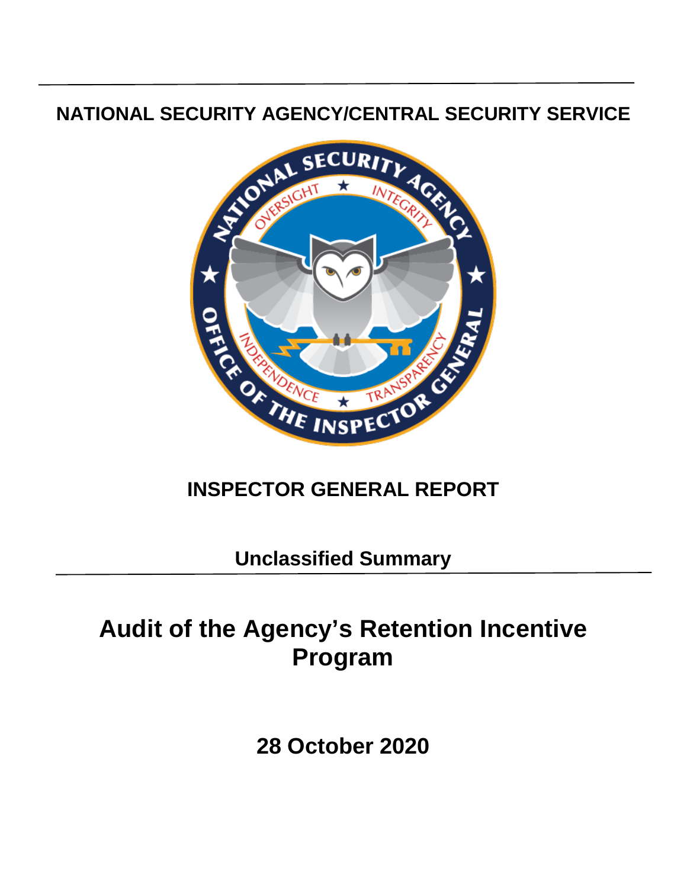## NATIONAL SECURITY AGENCY/CENTRAL SECURITY SERVICE

## INSPECTOR GENERAL REPORT

**Unclassified Summary**

# Audit of the Agency's Retention Incentive Program

**28 October 2020**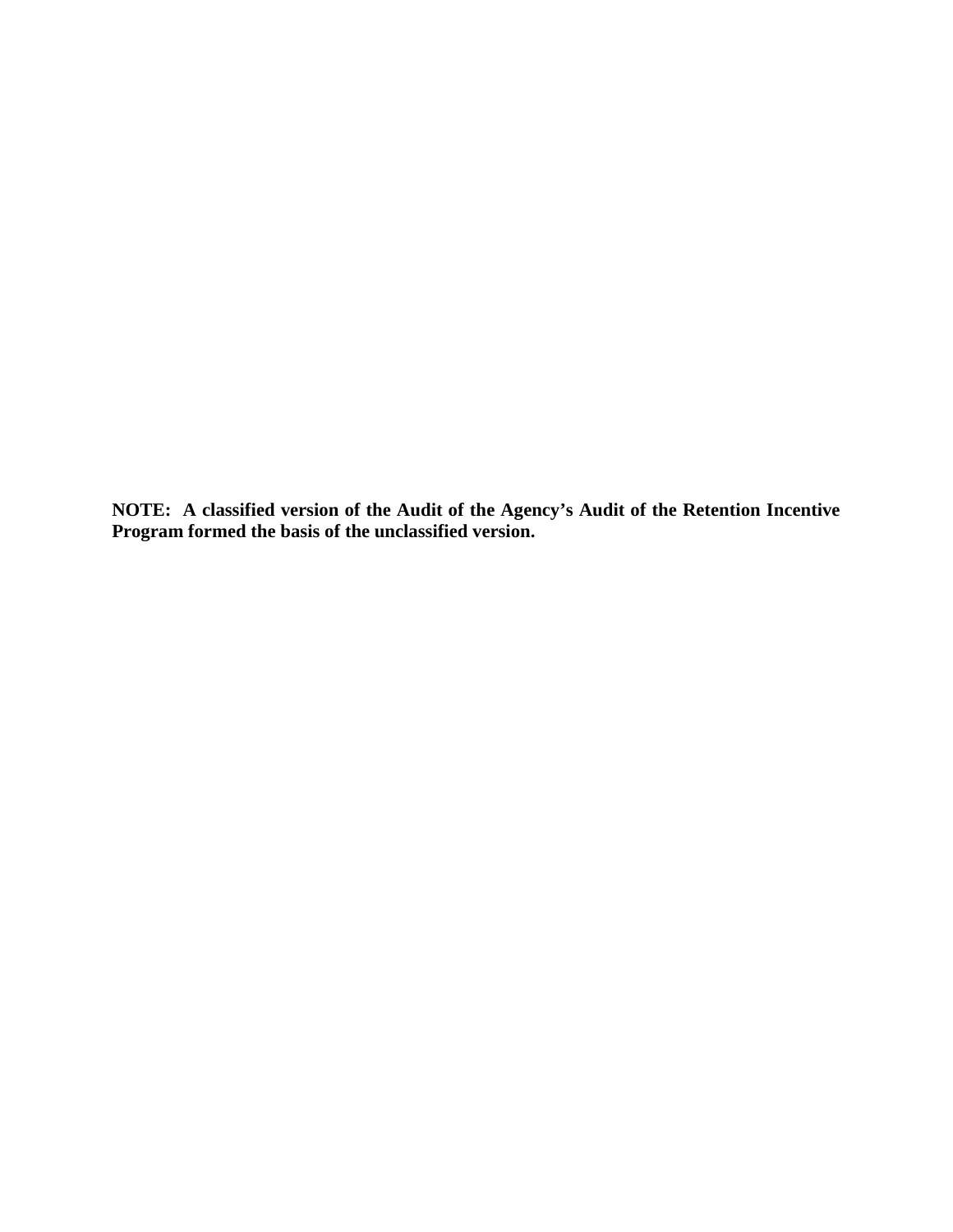**NOTE: A classified version of the Audit of the Agency's Audit of the Retention Incentive Program formed the basis of the unclassified version.**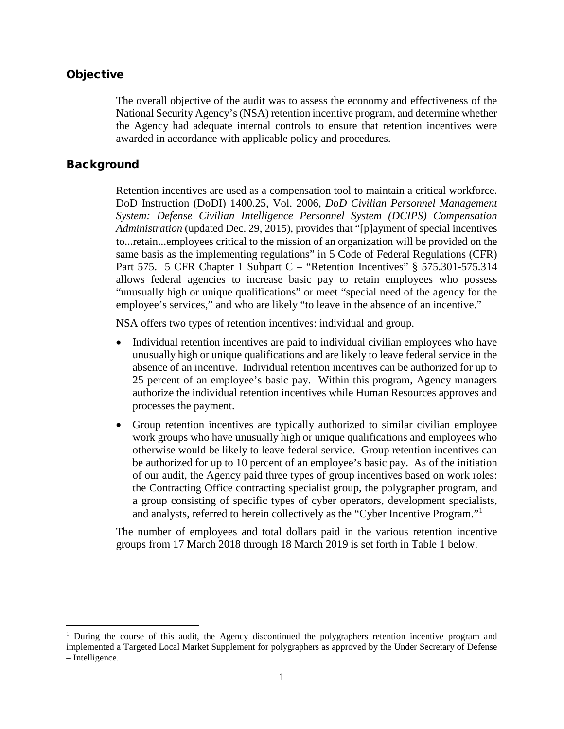## Objective

The overall objective of the audit was to assess the economy and effectiveness of the National Security Agency's (NSA) retention incentive program, and determine whether the Agency had adequate internal controls to ensure that retention incentives were awarded in accordance with applicable policy and procedures.

## Background

Retention incentives are used as a compensation tool to maintain a critical workforce. DoD Instruction (DoDI) 1400.25, Vol. 2006, *DoD Civilian Personnel Management System: Defense Civilian Intelligence Personnel System (DCIPS) Compensation Administration* (updated Dec. 29, 2015), provides that "[p]ayment of special incentives to...retain...employees critical to the mission of an organization will be provided on the same basis as the implementing regulations" in 5 Code of Federal Regulations (CFR) Part 575. 5 CFR Chapter 1 Subpart C – "Retention Incentives" § 575.301-575.314 allows federal agencies to increase basic pay to retain employees who possess "unusually high or unique qualifications" or meet "special need of the agency for the employee's services," and who are likely "to leave in the absence of an incentive."

NSA offers two types of retention incentives: individual and group.

- Individual retention incentives are paid to individual civilian employees who have unusually high or unique qualifications and are likely to leave federal service in the absence of an incentive. Individual retention incentives can be authorized for up to 25 percent of an employee's basic pay. Within this program, Agency managers authorize the individual retention incentives while Human Resources approves and processes the payment.
- Group retention incentives are typically authorized to similar civilian employee work groups who have unusually high or unique qualifications and employees who otherwise would be likely to leave federal service. Group retention incentives can be authorized for up to 10 percent of an employee's basic pay. As of the initiation of our audit, the Agency paid three types of group incentives based on work roles: the Contracting Office contracting specialist group, the polygrapher program, and a group consisting of specific types of cyber operators, development specialists, and analysts, referred to herein collectively as the "Cyber Incentive Program."[1]

The number of employees and total dollars paid in the various retention incentive groups from 17 March 2018 through 18 March 2019 is set forth in Table 1 below.

[1] During the course of this audit, the Agency discontinued the polygraphers retention incentive program and implemented a Targeted Local Market Supplement for polygraphers as approved by the Under Secretary of Defense – Intelligence.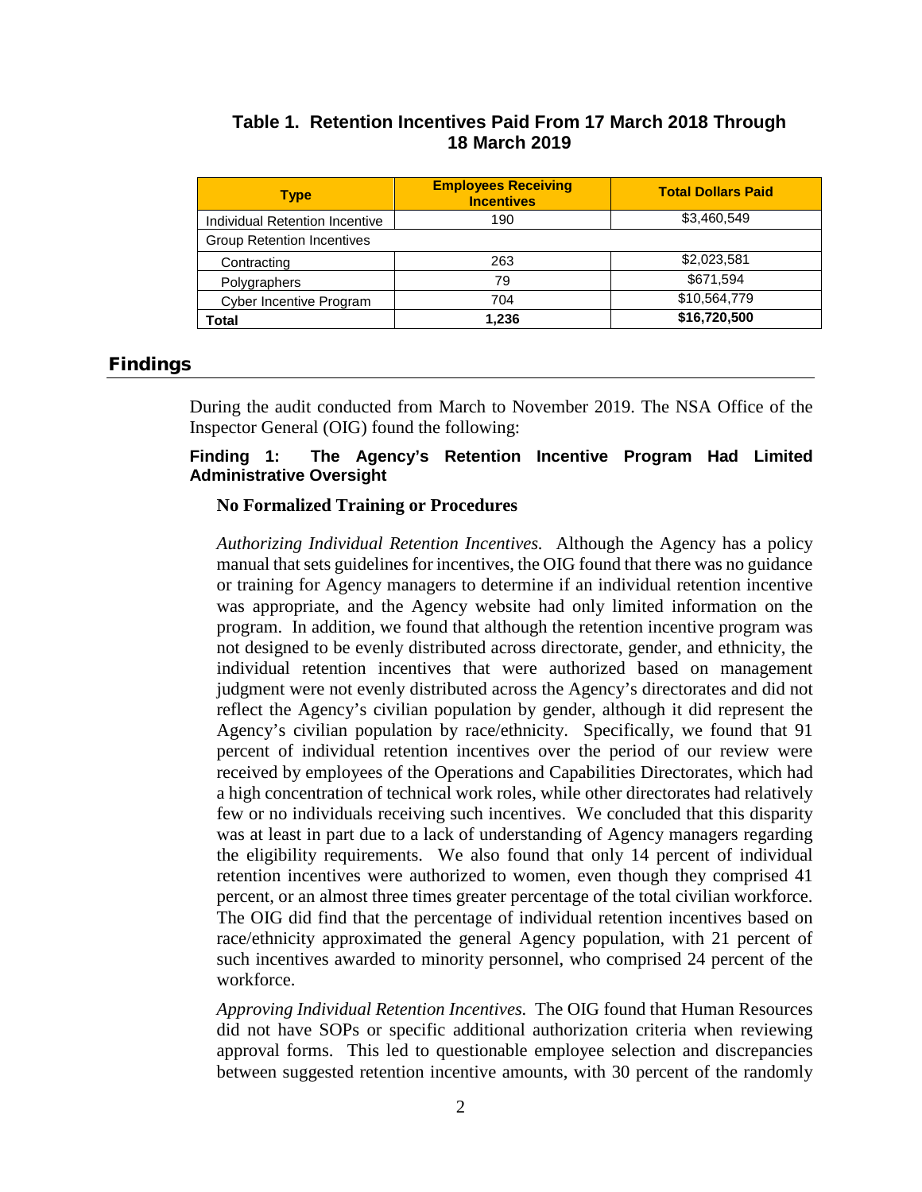**Table 1. Retention Incentives Paid From 17 March 2018 Through 18 March 2019**

| Type | Employees Receiving Incentives | Total Dollars Paid |
|---|---|---|
| Individual Retention Incentive | 190 | $3,460,549 |
| Group Retention Incentives | | |
| Contracting | 263 | $2,023,581 |
| Polygraphers | 79 | $671,594 |
| Cyber Incentive Program | 704 | $10,564,779 |
| **Total** | **1,236** | **$16,720,500** |

## Findings

During the audit conducted from March to November 2019. The NSA Office of the Inspector General (OIG) found the following:

### Finding 1: The Agency's Retention Incentive Program Had Limited Administrative Oversight

**No Formalized Training or Procedures**

*Authorizing Individual Retention Incentives.* Although the Agency has a policy manual that sets guidelines for incentives, the OIG found that there was no guidance or training for Agency managers to determine if an individual retention incentive was appropriate, and the Agency website had only limited information on the program. In addition, we found that although the retention incentive program was not designed to be evenly distributed across directorate, gender, and ethnicity, the individual retention incentives that were authorized based on management judgment were not evenly distributed across the Agency's directorates and did not reflect the Agency's civilian population by gender, although it did represent the Agency's civilian population by race/ethnicity. Specifically, we found that 91 percent of individual retention incentives over the period of our review were received by employees of the Operations and Capabilities Directorates, which had a high concentration of technical work roles, while other directorates had relatively few or no individuals receiving such incentives. We concluded that this disparity was at least in part due to a lack of understanding of Agency managers regarding the eligibility requirements. We also found that only 14 percent of individual retention incentives were authorized to women, even though they comprised 41 percent, or an almost three times greater percentage of the total civilian workforce. The OIG did find that the percentage of individual retention incentives based on race/ethnicity approximated the general Agency population, with 21 percent of such incentives awarded to minority personnel, who comprised 24 percent of the workforce.

*Approving Individual Retention Incentives.* The OIG found that Human Resources did not have SOPs or specific additional authorization criteria when reviewing approval forms. This led to questionable employee selection and discrepancies between suggested retention incentive amounts, with 30 percent of the randomly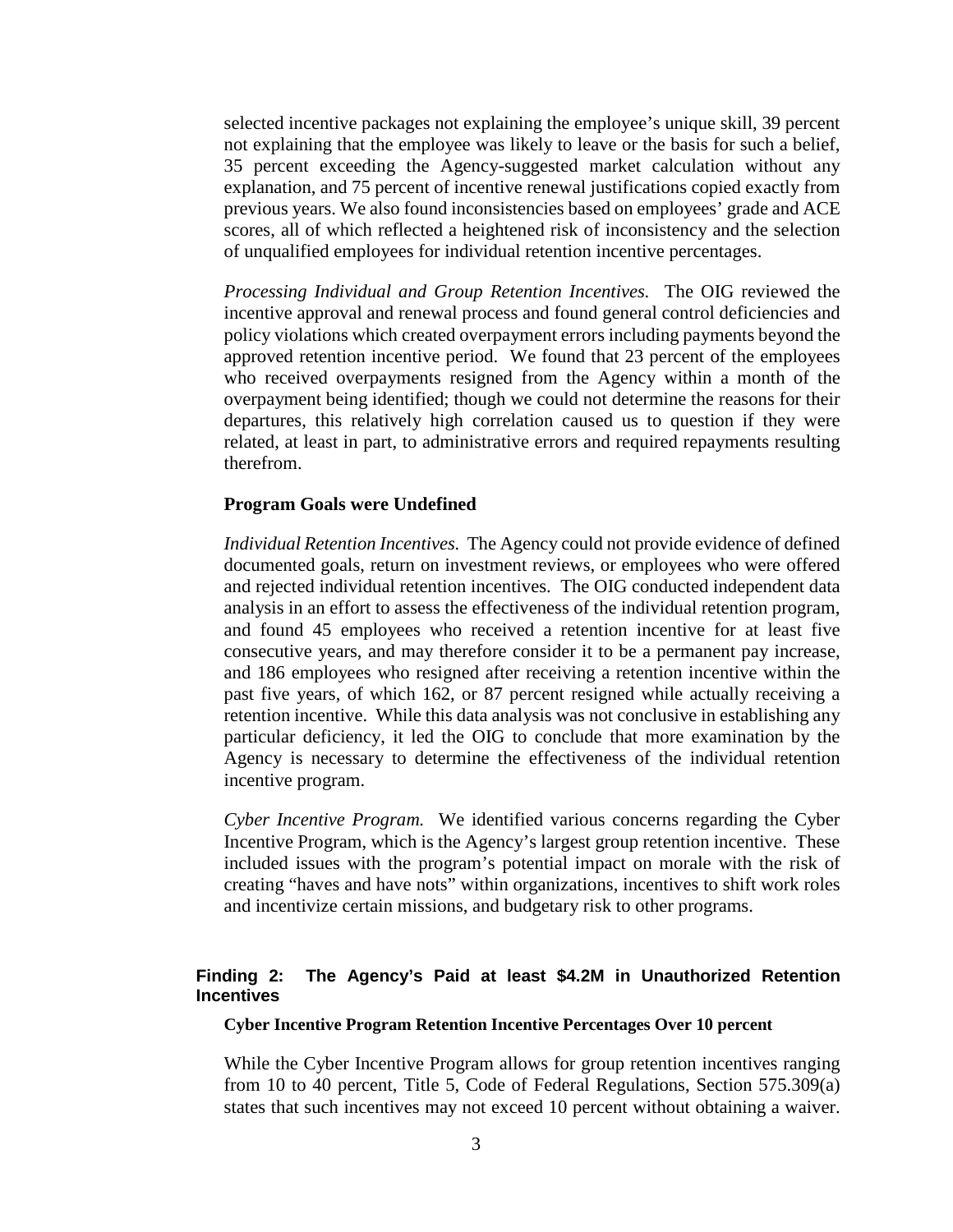selected incentive packages not explaining the employee's unique skill, 39 percent not explaining that the employee was likely to leave or the basis for such a belief, 35 percent exceeding the Agency-suggested market calculation without any explanation, and 75 percent of incentive renewal justifications copied exactly from previous years. We also found inconsistencies based on employees' grade and ACE scores, all of which reflected a heightened risk of inconsistency and the selection of unqualified employees for individual retention incentive percentages.

*Processing Individual and Group Retention Incentives.* The OIG reviewed the incentive approval and renewal process and found general control deficiencies and policy violations which created overpayment errors including payments beyond the approved retention incentive period. We found that 23 percent of the employees who received overpayments resigned from the Agency within a month of the overpayment being identified; though we could not determine the reasons for their departures, this relatively high correlation caused us to question if they were related, at least in part, to administrative errors and required repayments resulting therefrom.

**Program Goals were Undefined**

*Individual Retention Incentives.* The Agency could not provide evidence of defined documented goals, return on investment reviews, or employees who were offered and rejected individual retention incentives. The OIG conducted independent data analysis in an effort to assess the effectiveness of the individual retention program, and found 45 employees who received a retention incentive for at least five consecutive years, and may therefore consider it to be a permanent pay increase, and 186 employees who resigned after receiving a retention incentive within the past five years, of which 162, or 87 percent resigned while actually receiving a retention incentive. While this data analysis was not conclusive in establishing any particular deficiency, it led the OIG to conclude that more examination by the Agency is necessary to determine the effectiveness of the individual retention incentive program.

*Cyber Incentive Program.* We identified various concerns regarding the Cyber Incentive Program, which is the Agency's largest group retention incentive. These included issues with the program's potential impact on morale with the risk of creating "haves and have nots" within organizations, incentives to shift work roles and incentivize certain missions, and budgetary risk to other programs.

## Finding 2: The Agency's Paid at least $4.2M in Unauthorized Retention Incentives

**Cyber Incentive Program Retention Incentive Percentages Over 10 percent**

While the Cyber Incentive Program allows for group retention incentives ranging from 10 to 40 percent, Title 5, Code of Federal Regulations, Section 575.309(a) states that such incentives may not exceed 10 percent without obtaining a waiver.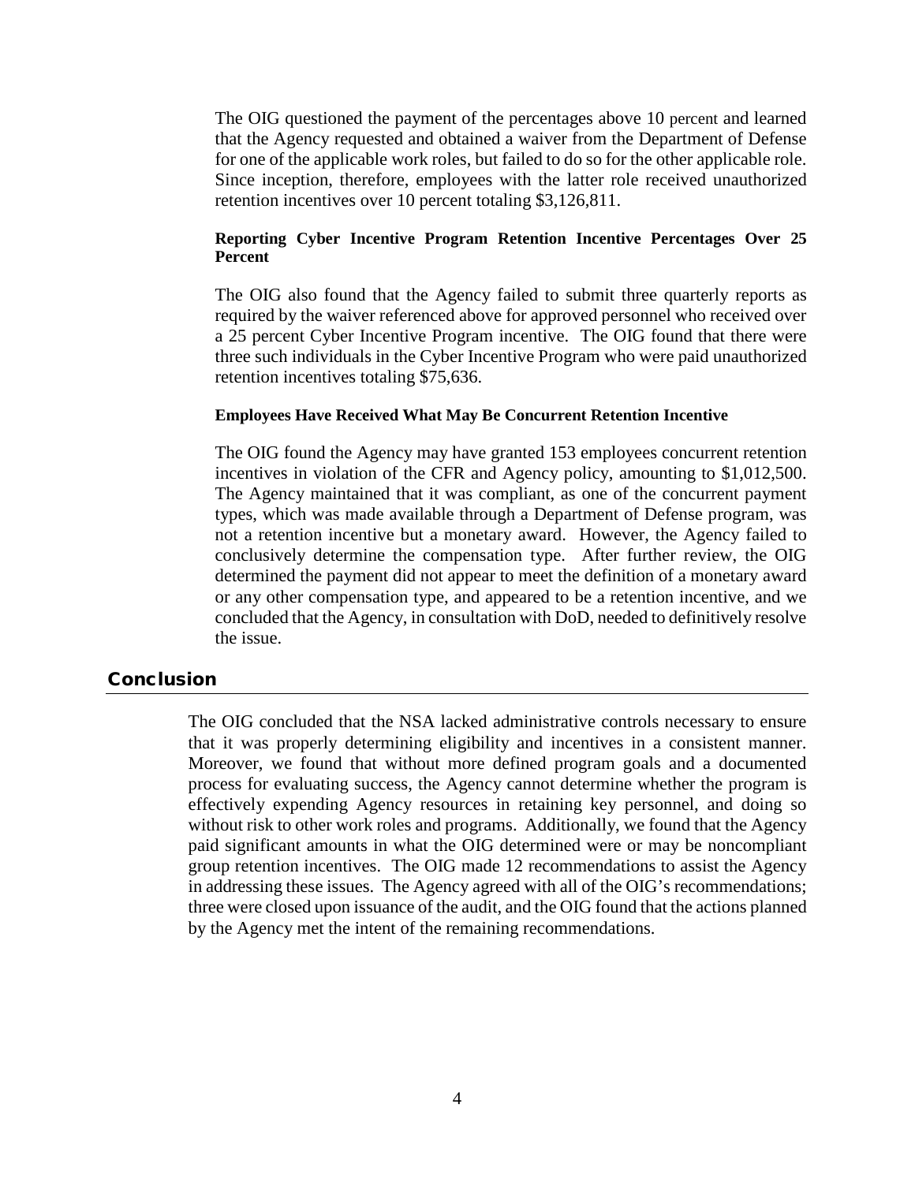The OIG questioned the payment of the percentages above 10 percent and learned that the Agency requested and obtained a waiver from the Department of Defense for one of the applicable work roles, but failed to do so for the other applicable role. Since inception, therefore, employees with the latter role received unauthorized retention incentives over 10 percent totaling $3,126,811.

**Reporting Cyber Incentive Program Retention Incentive Percentages Over 25 Percent**

The OIG also found that the Agency failed to submit three quarterly reports as required by the waiver referenced above for approved personnel who received over a 25 percent Cyber Incentive Program incentive. The OIG found that there were three such individuals in the Cyber Incentive Program who were paid unauthorized retention incentives totaling $75,636.

**Employees Have Received What May Be Concurrent Retention Incentive**

The OIG found the Agency may have granted 153 employees concurrent retention incentives in violation of the CFR and Agency policy, amounting to $1,012,500. The Agency maintained that it was compliant, as one of the concurrent payment types, which was made available through a Department of Defense program, was not a retention incentive but a monetary award. However, the Agency failed to conclusively determine the compensation type. After further review, the OIG determined the payment did not appear to meet the definition of a monetary award or any other compensation type, and appeared to be a retention incentive, and we concluded that the Agency, in consultation with DoD, needed to definitively resolve the issue.

## Conclusion

The OIG concluded that the NSA lacked administrative controls necessary to ensure that it was properly determining eligibility and incentives in a consistent manner. Moreover, we found that without more defined program goals and a documented process for evaluating success, the Agency cannot determine whether the program is effectively expending Agency resources in retaining key personnel, and doing so without risk to other work roles and programs. Additionally, we found that the Agency paid significant amounts in what the OIG determined were or may be noncompliant group retention incentives. The OIG made 12 recommendations to assist the Agency in addressing these issues. The Agency agreed with all of the OIG's recommendations; three were closed upon issuance of the audit, and the OIG found that the actions planned by the Agency met the intent of the remaining recommendations.